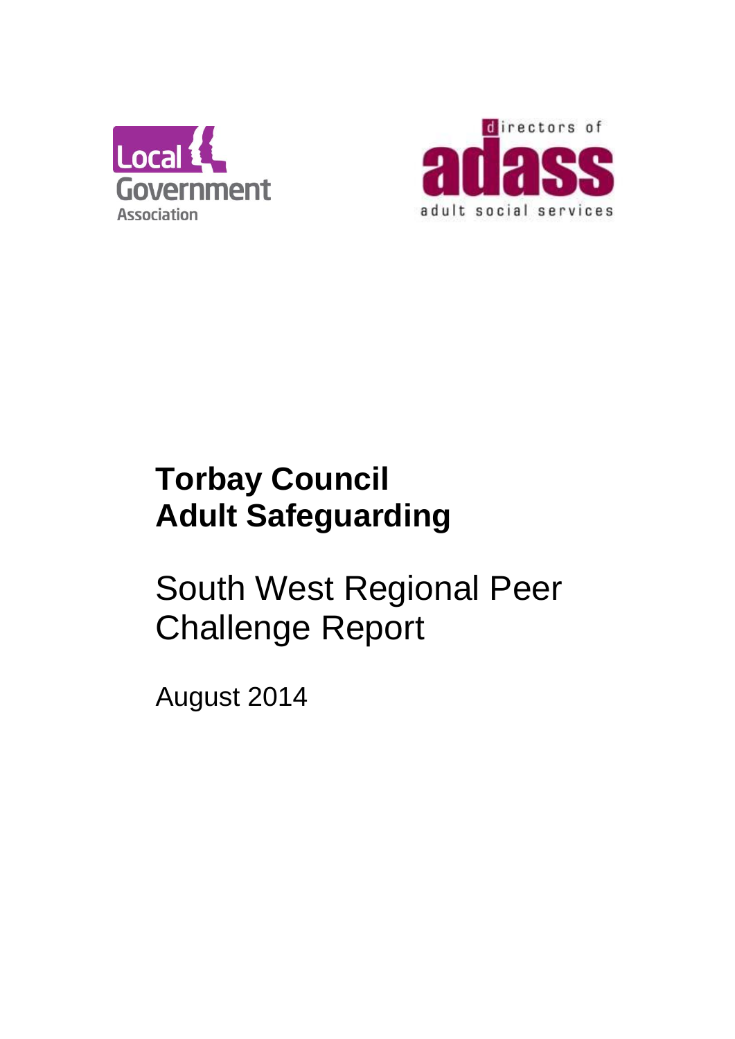Local Government Association

directors of adass adult social services

# Torbay Council
# Adult Safeguarding

## South West Regional Peer Challenge Report

August 2014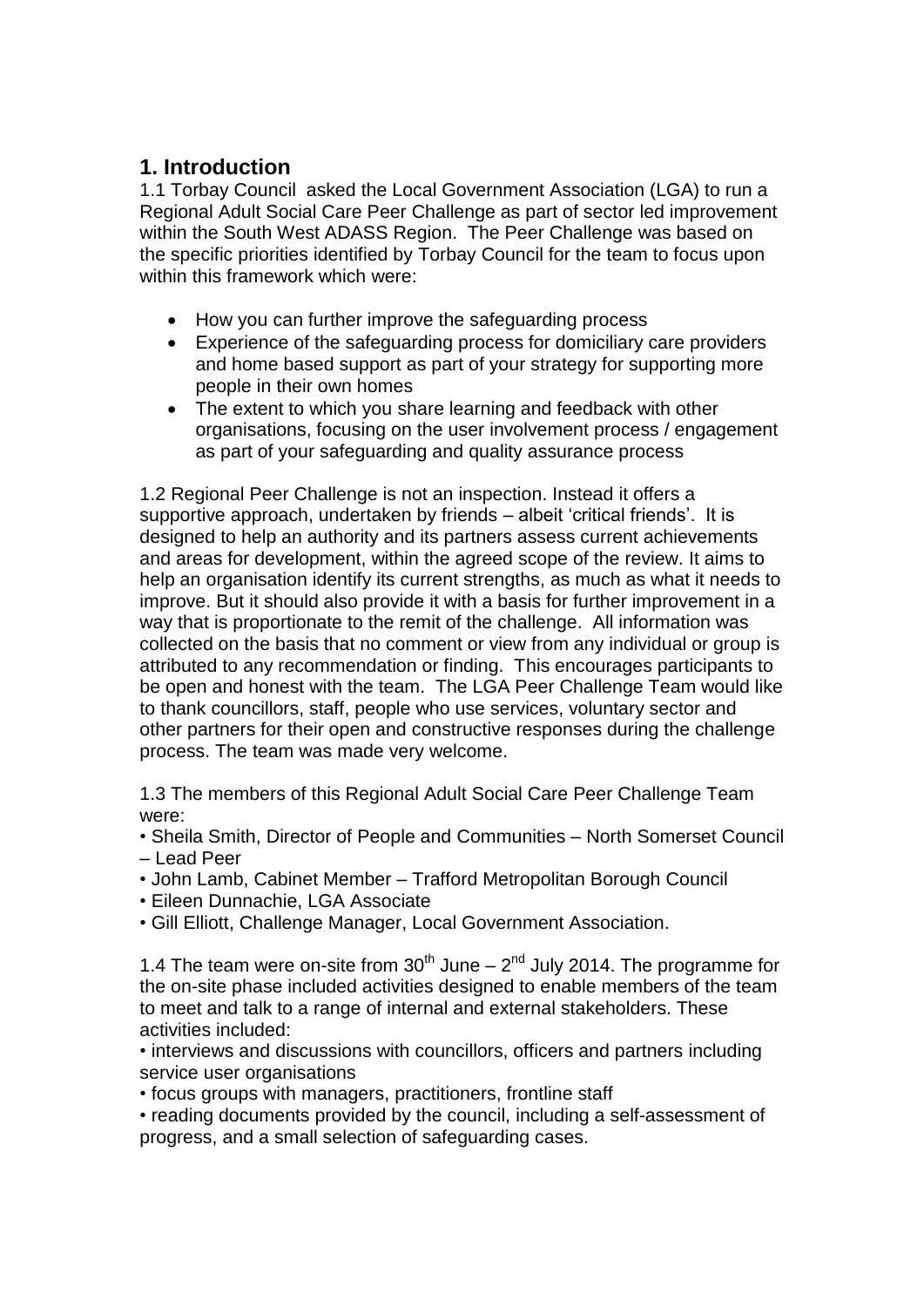## 1. Introduction

1.1 Torbay Council asked the Local Government Association (LGA) to run a Regional Adult Social Care Peer Challenge as part of sector led improvement within the South West ADASS Region. The Peer Challenge was based on the specific priorities identified by Torbay Council for the team to focus upon within this framework which were:

- How you can further improve the safeguarding process
- Experience of the safeguarding process for domiciliary care providers and home based support as part of your strategy for supporting more people in their own homes
- The extent to which you share learning and feedback with other organisations, focusing on the user involvement process / engagement as part of your safeguarding and quality assurance process

1.2 Regional Peer Challenge is not an inspection. Instead it offers a supportive approach, undertaken by friends – albeit 'critical friends'. It is designed to help an authority and its partners assess current achievements and areas for development, within the agreed scope of the review. It aims to help an organisation identify its current strengths, as much as what it needs to improve. But it should also provide it with a basis for further improvement in a way that is proportionate to the remit of the challenge. All information was collected on the basis that no comment or view from any individual or group is attributed to any recommendation or finding. This encourages participants to be open and honest with the team. The LGA Peer Challenge Team would like to thank councillors, staff, people who use services, voluntary sector and other partners for their open and constructive responses during the challenge process. The team was made very welcome.

1.3 The members of this Regional Adult Social Care Peer Challenge Team were:

- Sheila Smith, Director of People and Communities – North Somerset Council – Lead Peer
- John Lamb, Cabinet Member – Trafford Metropolitan Borough Council
- Eileen Dunnachie, LGA Associate
- Gill Elliott, Challenge Manager, Local Government Association.

1.4 The team were on-site from 30th June – 2nd July 2014. The programme for the on-site phase included activities designed to enable members of the team to meet and talk to a range of internal and external stakeholders. These activities included:

- interviews and discussions with councillors, officers and partners including service user organisations
- focus groups with managers, practitioners, frontline staff
- reading documents provided by the council, including a self-assessment of progress, and a small selection of safeguarding cases.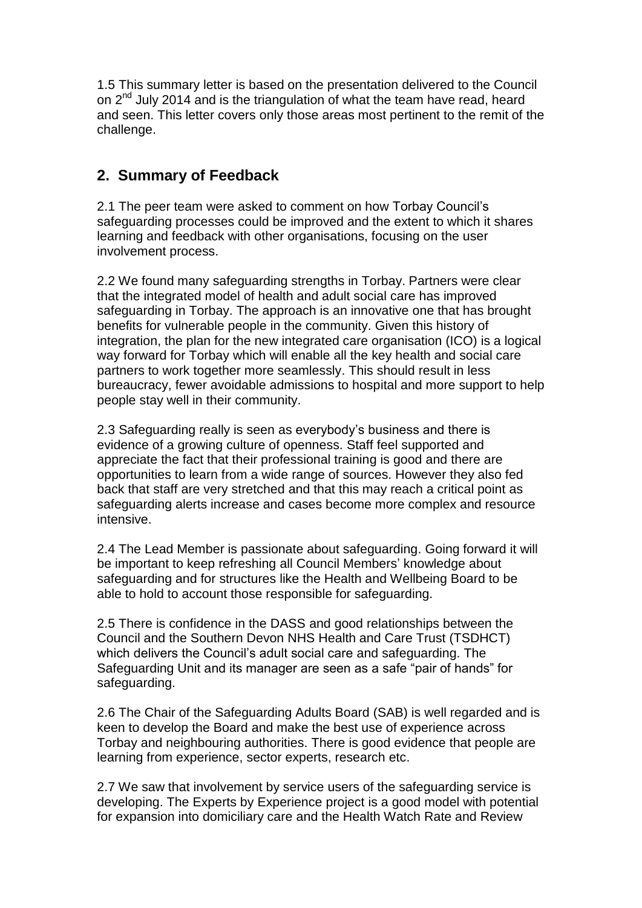1.5 This summary letter is based on the presentation delivered to the Council on 2nd July 2014 and is the triangulation of what the team have read, heard and seen. This letter covers only those areas most pertinent to the remit of the challenge.

## 2. Summary of Feedback

2.1 The peer team were asked to comment on how Torbay Council's safeguarding processes could be improved and the extent to which it shares learning and feedback with other organisations, focusing on the user involvement process.

2.2 We found many safeguarding strengths in Torbay. Partners were clear that the integrated model of health and adult social care has improved safeguarding in Torbay. The approach is an innovative one that has brought benefits for vulnerable people in the community. Given this history of integration, the plan for the new integrated care organisation (ICO) is a logical way forward for Torbay which will enable all the key health and social care partners to work together more seamlessly. This should result in less bureaucracy, fewer avoidable admissions to hospital and more support to help people stay well in their community.

2.3 Safeguarding really is seen as everybody's business and there is evidence of a growing culture of openness. Staff feel supported and appreciate the fact that their professional training is good and there are opportunities to learn from a wide range of sources. However they also fed back that staff are very stretched and that this may reach a critical point as safeguarding alerts increase and cases become more complex and resource intensive.

2.4 The Lead Member is passionate about safeguarding. Going forward it will be important to keep refreshing all Council Members' knowledge about safeguarding and for structures like the Health and Wellbeing Board to be able to hold to account those responsible for safeguarding.

2.5 There is confidence in the DASS and good relationships between the Council and the Southern Devon NHS Health and Care Trust (TSDHCT) which delivers the Council's adult social care and safeguarding. The Safeguarding Unit and its manager are seen as a safe "pair of hands" for safeguarding.

2.6 The Chair of the Safeguarding Adults Board (SAB) is well regarded and is keen to develop the Board and make the best use of experience across Torbay and neighbouring authorities. There is good evidence that people are learning from experience, sector experts, research etc.

2.7 We saw that involvement by service users of the safeguarding service is developing. The Experts by Experience project is a good model with potential for expansion into domiciliary care and the Health Watch Rate and Review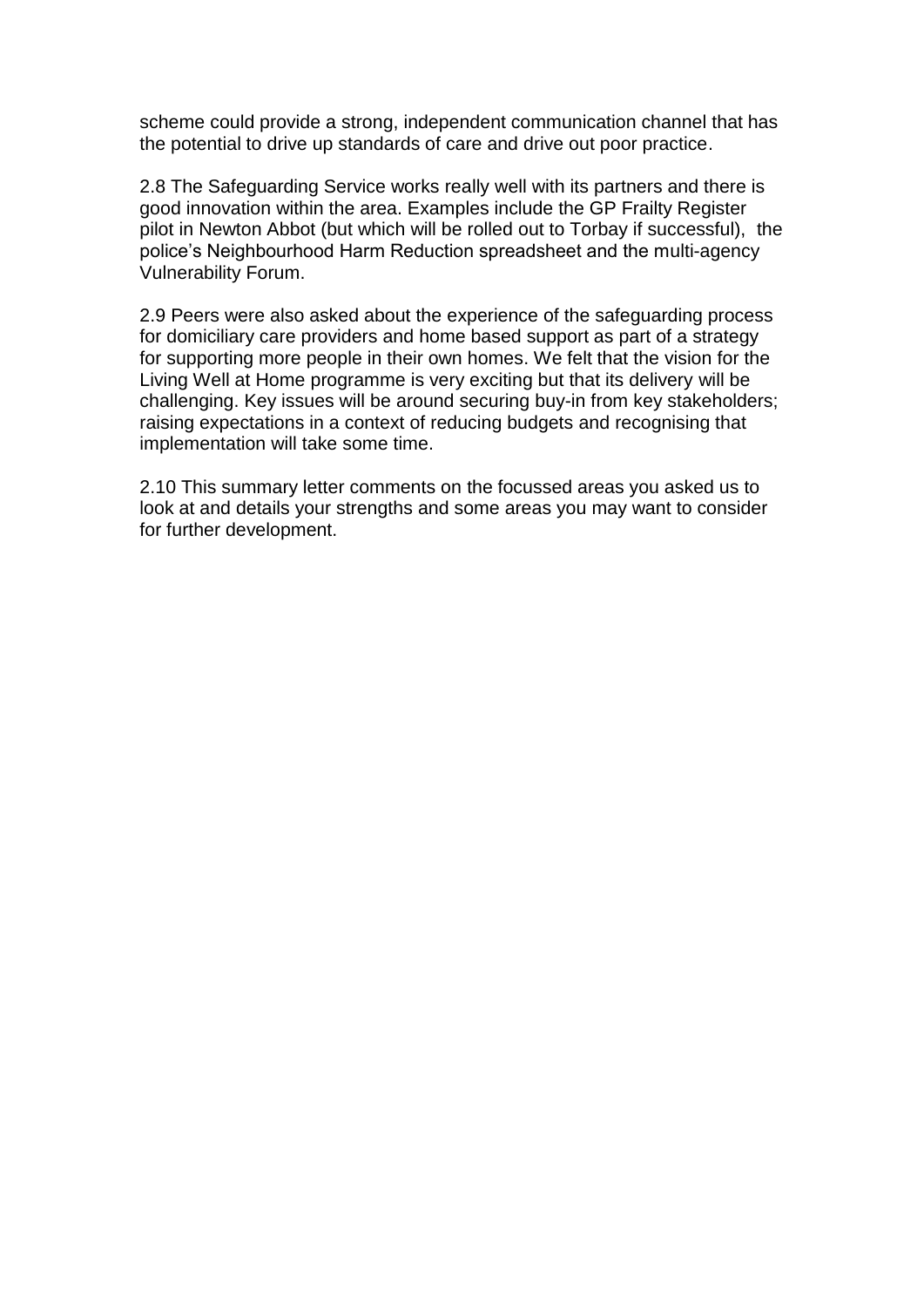scheme could provide a strong, independent communication channel that has the potential to drive up standards of care and drive out poor practice.

2.8 The Safeguarding Service works really well with its partners and there is good innovation within the area. Examples include the GP Frailty Register pilot in Newton Abbot (but which will be rolled out to Torbay if successful), the police's Neighbourhood Harm Reduction spreadsheet and the multi-agency Vulnerability Forum.

2.9 Peers were also asked about the experience of the safeguarding process for domiciliary care providers and home based support as part of a strategy for supporting more people in their own homes. We felt that the vision for the Living Well at Home programme is very exciting but that its delivery will be challenging. Key issues will be around securing buy-in from key stakeholders; raising expectations in a context of reducing budgets and recognising that implementation will take some time.

2.10 This summary letter comments on the focussed areas you asked us to look at and details your strengths and some areas you may want to consider for further development.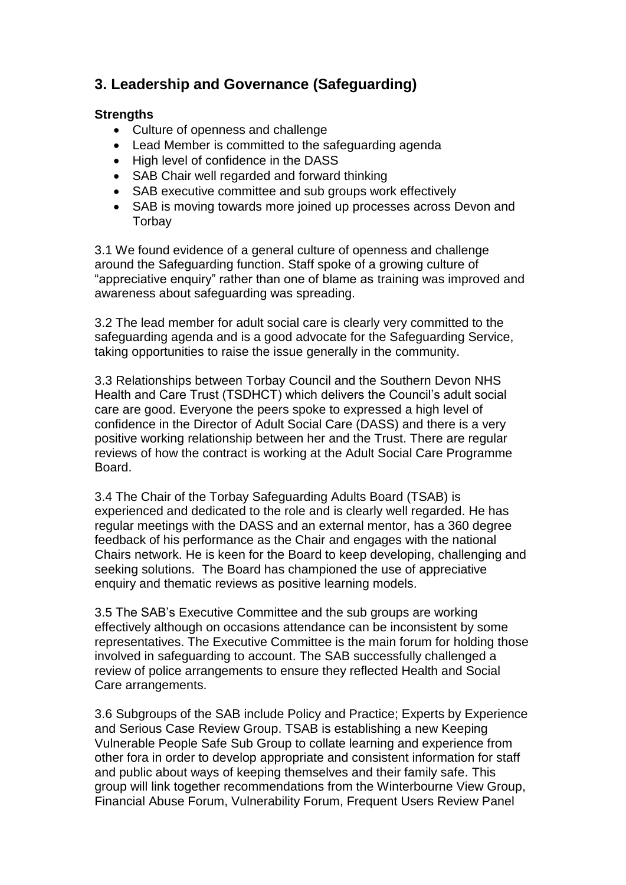## 3. Leadership and Governance (Safeguarding)

**Strengths**

- Culture of openness and challenge
- Lead Member is committed to the safeguarding agenda
- High level of confidence in the DASS
- SAB Chair well regarded and forward thinking
- SAB executive committee and sub groups work effectively
- SAB is moving towards more joined up processes across Devon and Torbay

3.1 We found evidence of a general culture of openness and challenge around the Safeguarding function. Staff spoke of a growing culture of "appreciative enquiry" rather than one of blame as training was improved and awareness about safeguarding was spreading.

3.2 The lead member for adult social care is clearly very committed to the safeguarding agenda and is a good advocate for the Safeguarding Service, taking opportunities to raise the issue generally in the community.

3.3 Relationships between Torbay Council and the Southern Devon NHS Health and Care Trust (TSDHCT) which delivers the Council's adult social care are good. Everyone the peers spoke to expressed a high level of confidence in the Director of Adult Social Care (DASS) and there is a very positive working relationship between her and the Trust. There are regular reviews of how the contract is working at the Adult Social Care Programme Board.

3.4 The Chair of the Torbay Safeguarding Adults Board (TSAB) is experienced and dedicated to the role and is clearly well regarded. He has regular meetings with the DASS and an external mentor, has a 360 degree feedback of his performance as the Chair and engages with the national Chairs network. He is keen for the Board to keep developing, challenging and seeking solutions. The Board has championed the use of appreciative enquiry and thematic reviews as positive learning models.

3.5 The SAB's Executive Committee and the sub groups are working effectively although on occasions attendance can be inconsistent by some representatives. The Executive Committee is the main forum for holding those involved in safeguarding to account. The SAB successfully challenged a review of police arrangements to ensure they reflected Health and Social Care arrangements.

3.6 Subgroups of the SAB include Policy and Practice; Experts by Experience and Serious Case Review Group. TSAB is establishing a new Keeping Vulnerable People Safe Sub Group to collate learning and experience from other fora in order to develop appropriate and consistent information for staff and public about ways of keeping themselves and their family safe. This group will link together recommendations from the Winterbourne View Group, Financial Abuse Forum, Vulnerability Forum, Frequent Users Review Panel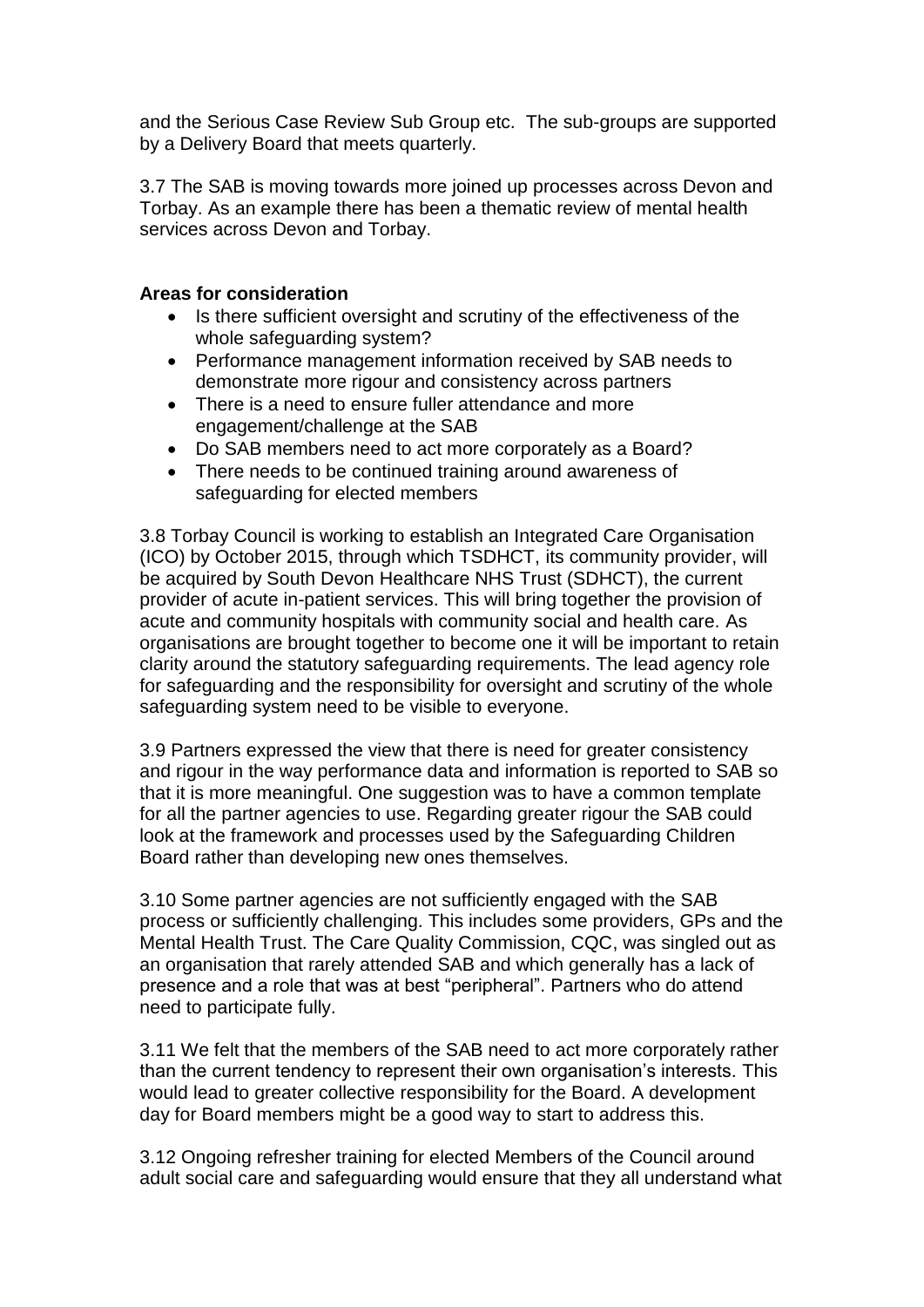and the Serious Case Review Sub Group etc. The sub-groups are supported by a Delivery Board that meets quarterly.

3.7 The SAB is moving towards more joined up processes across Devon and Torbay. As an example there has been a thematic review of mental health services across Devon and Torbay.

**Areas for consideration**

- Is there sufficient oversight and scrutiny of the effectiveness of the whole safeguarding system?
- Performance management information received by SAB needs to demonstrate more rigour and consistency across partners
- There is a need to ensure fuller attendance and more engagement/challenge at the SAB
- Do SAB members need to act more corporately as a Board?
- There needs to be continued training around awareness of safeguarding for elected members

3.8 Torbay Council is working to establish an Integrated Care Organisation (ICO) by October 2015, through which TSDHCT, its community provider, will be acquired by South Devon Healthcare NHS Trust (SDHCT), the current provider of acute in-patient services. This will bring together the provision of acute and community hospitals with community social and health care. As organisations are brought together to become one it will be important to retain clarity around the statutory safeguarding requirements. The lead agency role for safeguarding and the responsibility for oversight and scrutiny of the whole safeguarding system need to be visible to everyone.

3.9 Partners expressed the view that there is need for greater consistency and rigour in the way performance data and information is reported to SAB so that it is more meaningful. One suggestion was to have a common template for all the partner agencies to use. Regarding greater rigour the SAB could look at the framework and processes used by the Safeguarding Children Board rather than developing new ones themselves.

3.10 Some partner agencies are not sufficiently engaged with the SAB process or sufficiently challenging. This includes some providers, GPs and the Mental Health Trust. The Care Quality Commission, CQC, was singled out as an organisation that rarely attended SAB and which generally has a lack of presence and a role that was at best "peripheral". Partners who do attend need to participate fully.

3.11 We felt that the members of the SAB need to act more corporately rather than the current tendency to represent their own organisation's interests. This would lead to greater collective responsibility for the Board. A development day for Board members might be a good way to start to address this.

3.12 Ongoing refresher training for elected Members of the Council around adult social care and safeguarding would ensure that they all understand what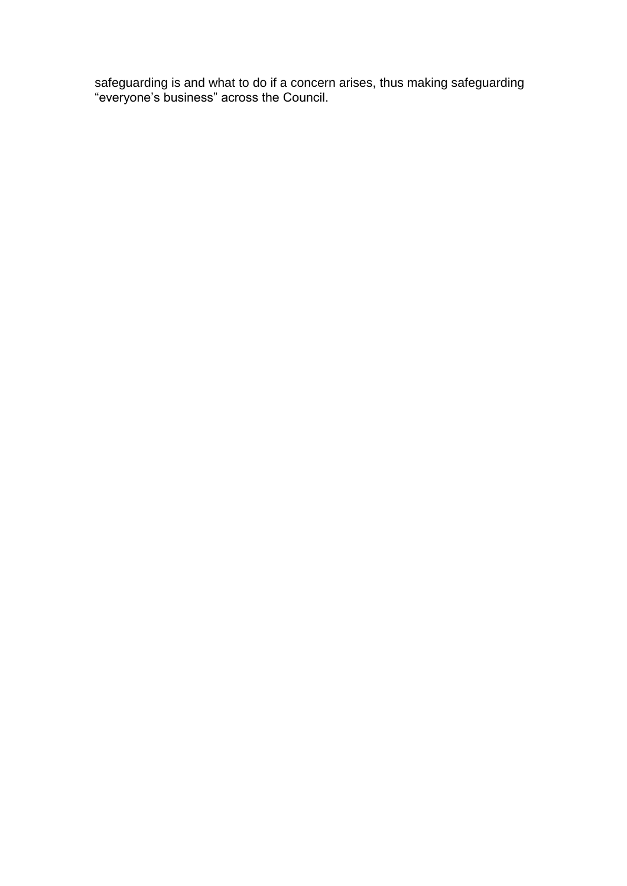safeguarding is and what to do if a concern arises, thus making safeguarding "everyone's business" across the Council.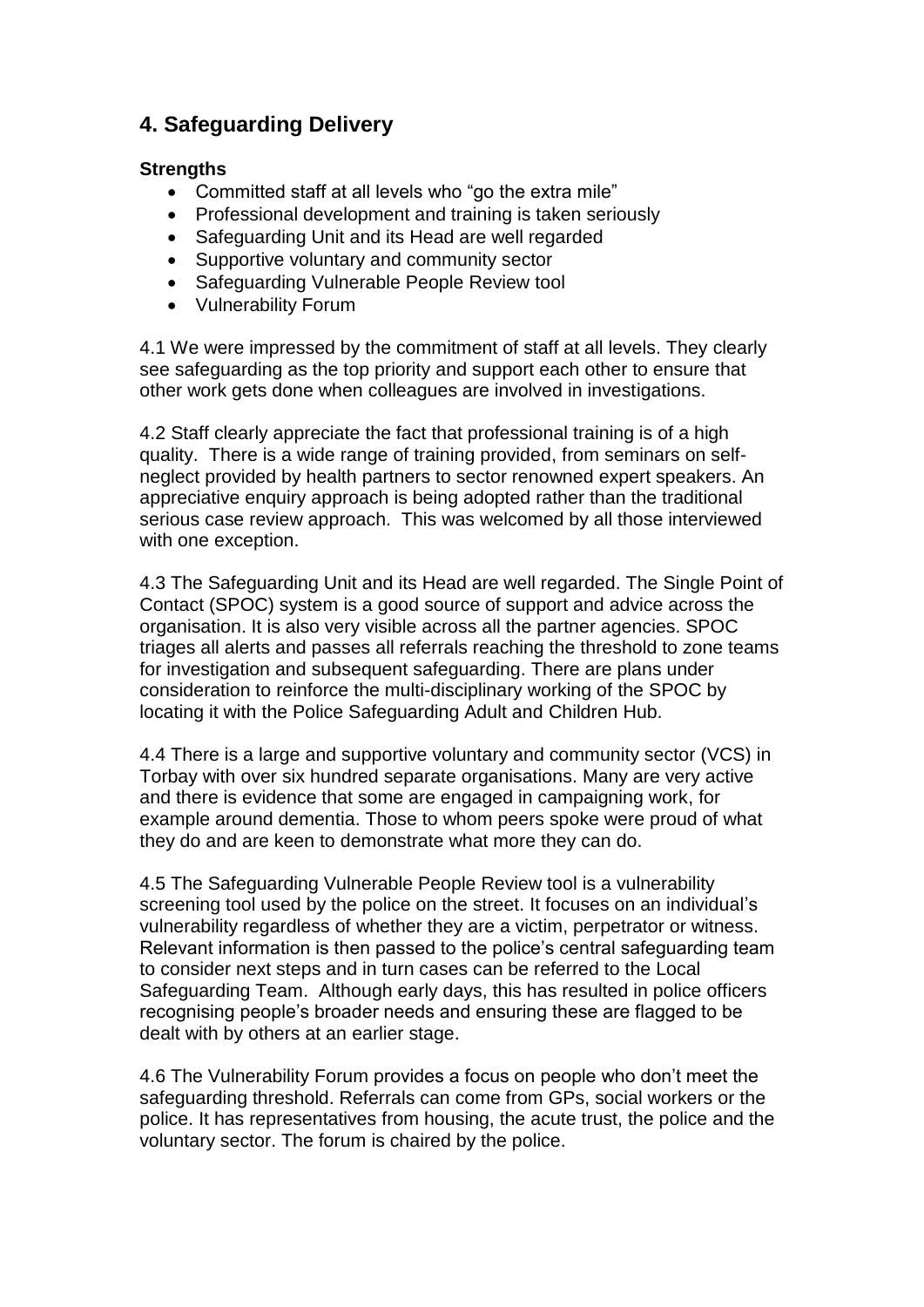## 4. Safeguarding Delivery

**Strengths**

- Committed staff at all levels who "go the extra mile"
- Professional development and training is taken seriously
- Safeguarding Unit and its Head are well regarded
- Supportive voluntary and community sector
- Safeguarding Vulnerable People Review tool
- Vulnerability Forum

4.1 We were impressed by the commitment of staff at all levels. They clearly see safeguarding as the top priority and support each other to ensure that other work gets done when colleagues are involved in investigations.

4.2 Staff clearly appreciate the fact that professional training is of a high quality. There is a wide range of training provided, from seminars on self-neglect provided by health partners to sector renowned expert speakers. An appreciative enquiry approach is being adopted rather than the traditional serious case review approach. This was welcomed by all those interviewed with one exception.

4.3 The Safeguarding Unit and its Head are well regarded. The Single Point of Contact (SPOC) system is a good source of support and advice across the organisation. It is also very visible across all the partner agencies. SPOC triages all alerts and passes all referrals reaching the threshold to zone teams for investigation and subsequent safeguarding. There are plans under consideration to reinforce the multi-disciplinary working of the SPOC by locating it with the Police Safeguarding Adult and Children Hub.

4.4 There is a large and supportive voluntary and community sector (VCS) in Torbay with over six hundred separate organisations. Many are very active and there is evidence that some are engaged in campaigning work, for example around dementia. Those to whom peers spoke were proud of what they do and are keen to demonstrate what more they can do.

4.5 The Safeguarding Vulnerable People Review tool is a vulnerability screening tool used by the police on the street. It focuses on an individual's vulnerability regardless of whether they are a victim, perpetrator or witness. Relevant information is then passed to the police's central safeguarding team to consider next steps and in turn cases can be referred to the Local Safeguarding Team. Although early days, this has resulted in police officers recognising people's broader needs and ensuring these are flagged to be dealt with by others at an earlier stage.

4.6 The Vulnerability Forum provides a focus on people who don't meet the safeguarding threshold. Referrals can come from GPs, social workers or the police. It has representatives from housing, the acute trust, the police and the voluntary sector. The forum is chaired by the police.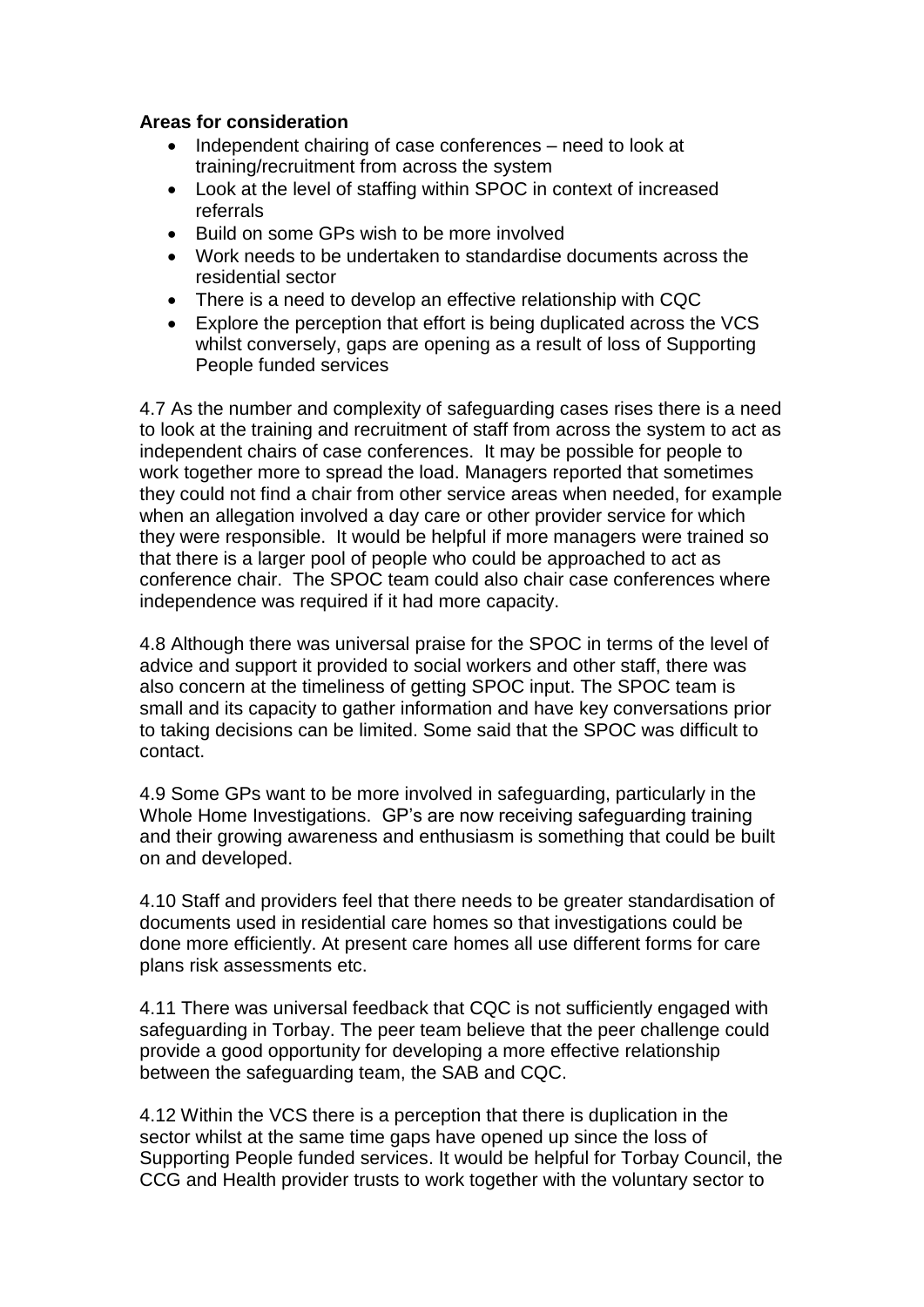**Areas for consideration**

- Independent chairing of case conferences – need to look at training/recruitment from across the system
- Look at the level of staffing within SPOC in context of increased referrals
- Build on some GPs wish to be more involved
- Work needs to be undertaken to standardise documents across the residential sector
- There is a need to develop an effective relationship with CQC
- Explore the perception that effort is being duplicated across the VCS whilst conversely, gaps are opening as a result of loss of Supporting People funded services

4.7 As the number and complexity of safeguarding cases rises there is a need to look at the training and recruitment of staff from across the system to act as independent chairs of case conferences. It may be possible for people to work together more to spread the load. Managers reported that sometimes they could not find a chair from other service areas when needed, for example when an allegation involved a day care or other provider service for which they were responsible. It would be helpful if more managers were trained so that there is a larger pool of people who could be approached to act as conference chair. The SPOC team could also chair case conferences where independence was required if it had more capacity.

4.8 Although there was universal praise for the SPOC in terms of the level of advice and support it provided to social workers and other staff, there was also concern at the timeliness of getting SPOC input. The SPOC team is small and its capacity to gather information and have key conversations prior to taking decisions can be limited. Some said that the SPOC was difficult to contact.

4.9 Some GPs want to be more involved in safeguarding, particularly in the Whole Home Investigations. GP's are now receiving safeguarding training and their growing awareness and enthusiasm is something that could be built on and developed.

4.10 Staff and providers feel that there needs to be greater standardisation of documents used in residential care homes so that investigations could be done more efficiently. At present care homes all use different forms for care plans risk assessments etc.

4.11 There was universal feedback that CQC is not sufficiently engaged with safeguarding in Torbay. The peer team believe that the peer challenge could provide a good opportunity for developing a more effective relationship between the safeguarding team, the SAB and CQC.

4.12 Within the VCS there is a perception that there is duplication in the sector whilst at the same time gaps have opened up since the loss of Supporting People funded services. It would be helpful for Torbay Council, the CCG and Health provider trusts to work together with the voluntary sector to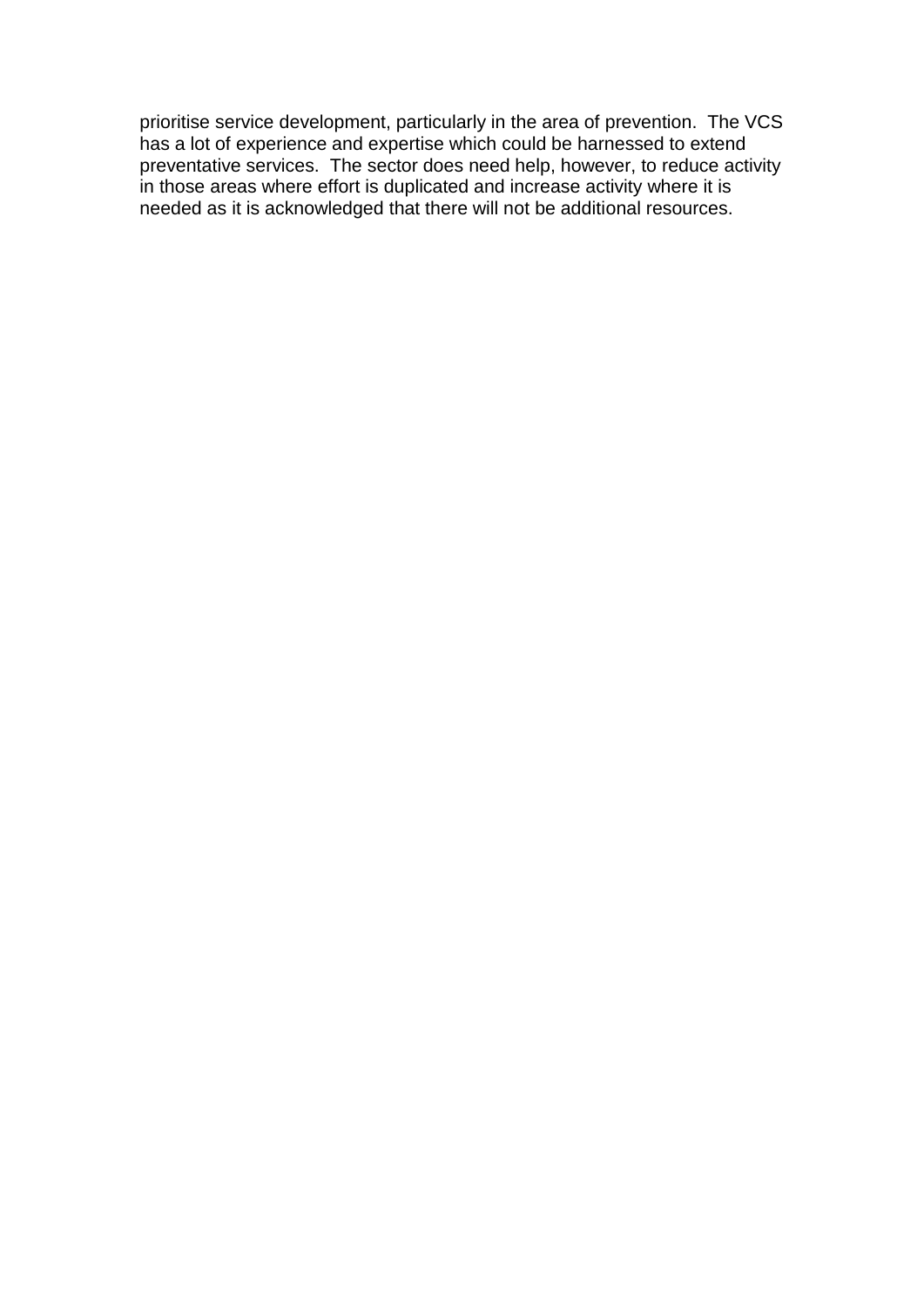prioritise service development, particularly in the area of prevention. The VCS has a lot of experience and expertise which could be harnessed to extend preventative services. The sector does need help, however, to reduce activity in those areas where effort is duplicated and increase activity where it is needed as it is acknowledged that there will not be additional resources.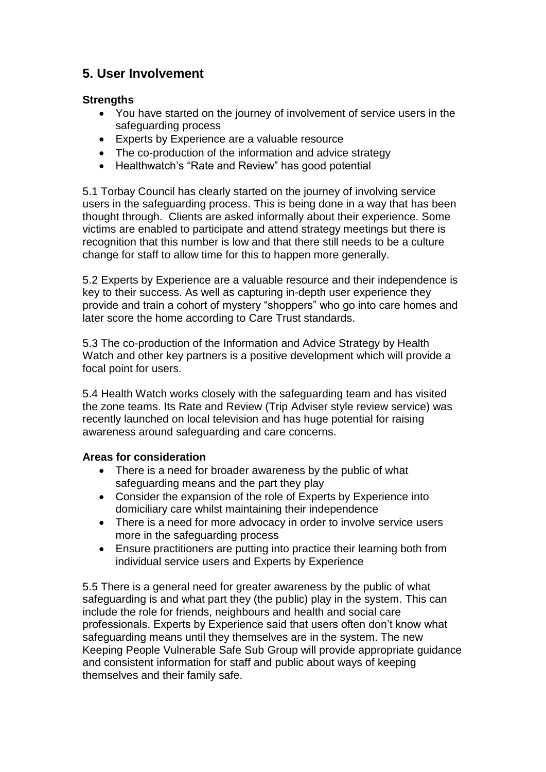## 5. User Involvement

**Strengths**

- You have started on the journey of involvement of service users in the safeguarding process
- Experts by Experience are a valuable resource
- The co-production of the information and advice strategy
- Healthwatch's "Rate and Review" has good potential

5.1 Torbay Council has clearly started on the journey of involving service users in the safeguarding process. This is being done in a way that has been thought through. Clients are asked informally about their experience. Some victims are enabled to participate and attend strategy meetings but there is recognition that this number is low and that there still needs to be a culture change for staff to allow time for this to happen more generally.

5.2 Experts by Experience are a valuable resource and their independence is key to their success. As well as capturing in-depth user experience they provide and train a cohort of mystery "shoppers" who go into care homes and later score the home according to Care Trust standards.

5.3 The co-production of the Information and Advice Strategy by Health Watch and other key partners is a positive development which will provide a focal point for users.

5.4 Health Watch works closely with the safeguarding team and has visited the zone teams. Its Rate and Review (Trip Adviser style review service) was recently launched on local television and has huge potential for raising awareness around safeguarding and care concerns.

**Areas for consideration**

- There is a need for broader awareness by the public of what safeguarding means and the part they play
- Consider the expansion of the role of Experts by Experience into domiciliary care whilst maintaining their independence
- There is a need for more advocacy in order to involve service users more in the safeguarding process
- Ensure practitioners are putting into practice their learning both from individual service users and Experts by Experience

5.5 There is a general need for greater awareness by the public of what safeguarding is and what part they (the public) play in the system. This can include the role for friends, neighbours and health and social care professionals. Experts by Experience said that users often don't know what safeguarding means until they themselves are in the system. The new Keeping People Vulnerable Safe Sub Group will provide appropriate guidance and consistent information for staff and public about ways of keeping themselves and their family safe.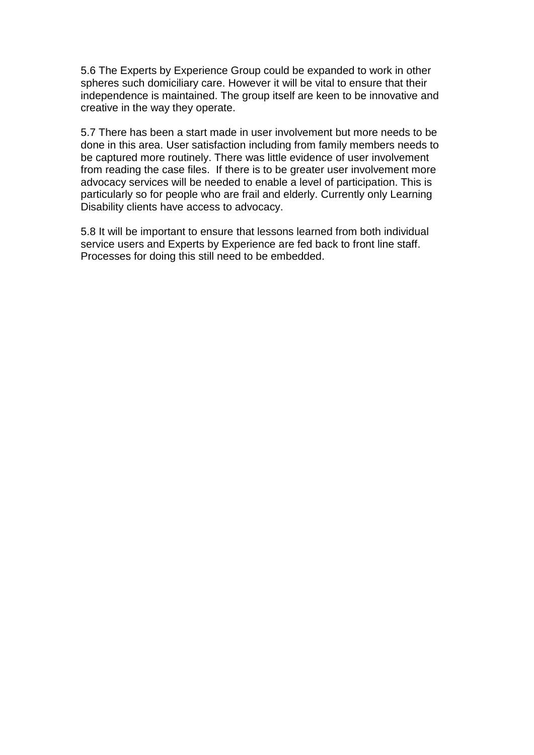5.6 The Experts by Experience Group could be expanded to work in other spheres such domiciliary care. However it will be vital to ensure that their independence is maintained. The group itself are keen to be innovative and creative in the way they operate.

5.7 There has been a start made in user involvement but more needs to be done in this area. User satisfaction including from family members needs to be captured more routinely. There was little evidence of user involvement from reading the case files. If there is to be greater user involvement more advocacy services will be needed to enable a level of participation. This is particularly so for people who are frail and elderly. Currently only Learning Disability clients have access to advocacy.

5.8 It will be important to ensure that lessons learned from both individual service users and Experts by Experience are fed back to front line staff. Processes for doing this still need to be embedded.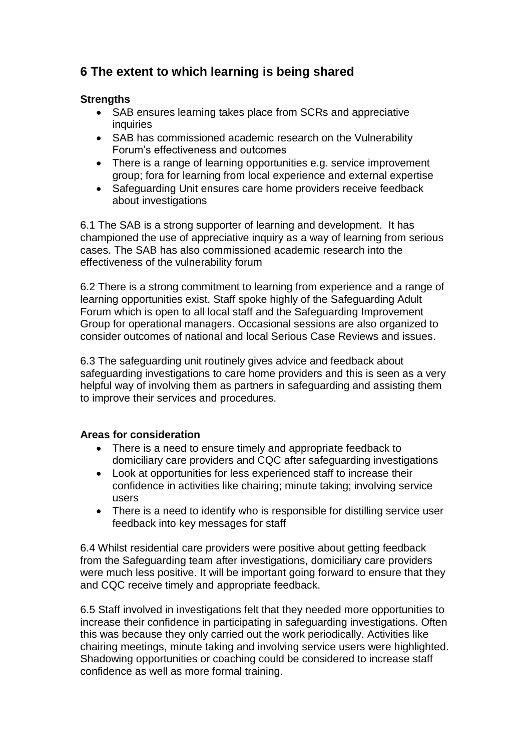## 6 The extent to which learning is being shared

**Strengths**

- SAB ensures learning takes place from SCRs and appreciative inquiries
- SAB has commissioned academic research on the Vulnerability Forum's effectiveness and outcomes
- There is a range of learning opportunities e.g. service improvement group; fora for learning from local experience and external expertise
- Safeguarding Unit ensures care home providers receive feedback about investigations

6.1 The SAB is a strong supporter of learning and development. It has championed the use of appreciative inquiry as a way of learning from serious cases. The SAB has also commissioned academic research into the effectiveness of the vulnerability forum

6.2 There is a strong commitment to learning from experience and a range of learning opportunities exist. Staff spoke highly of the Safeguarding Adult Forum which is open to all local staff and the Safeguarding Improvement Group for operational managers. Occasional sessions are also organized to consider outcomes of national and local Serious Case Reviews and issues.

6.3 The safeguarding unit routinely gives advice and feedback about safeguarding investigations to care home providers and this is seen as a very helpful way of involving them as partners in safeguarding and assisting them to improve their services and procedures.

**Areas for consideration**

- There is a need to ensure timely and appropriate feedback to domiciliary care providers and CQC after safeguarding investigations
- Look at opportunities for less experienced staff to increase their confidence in activities like chairing; minute taking; involving service users
- There is a need to identify who is responsible for distilling service user feedback into key messages for staff

6.4 Whilst residential care providers were positive about getting feedback from the Safeguarding team after investigations, domiciliary care providers were much less positive. It will be important going forward to ensure that they and CQC receive timely and appropriate feedback.

6.5 Staff involved in investigations felt that they needed more opportunities to increase their confidence in participating in safeguarding investigations. Often this was because they only carried out the work periodically. Activities like chairing meetings, minute taking and involving service users were highlighted. Shadowing opportunities or coaching could be considered to increase staff confidence as well as more formal training.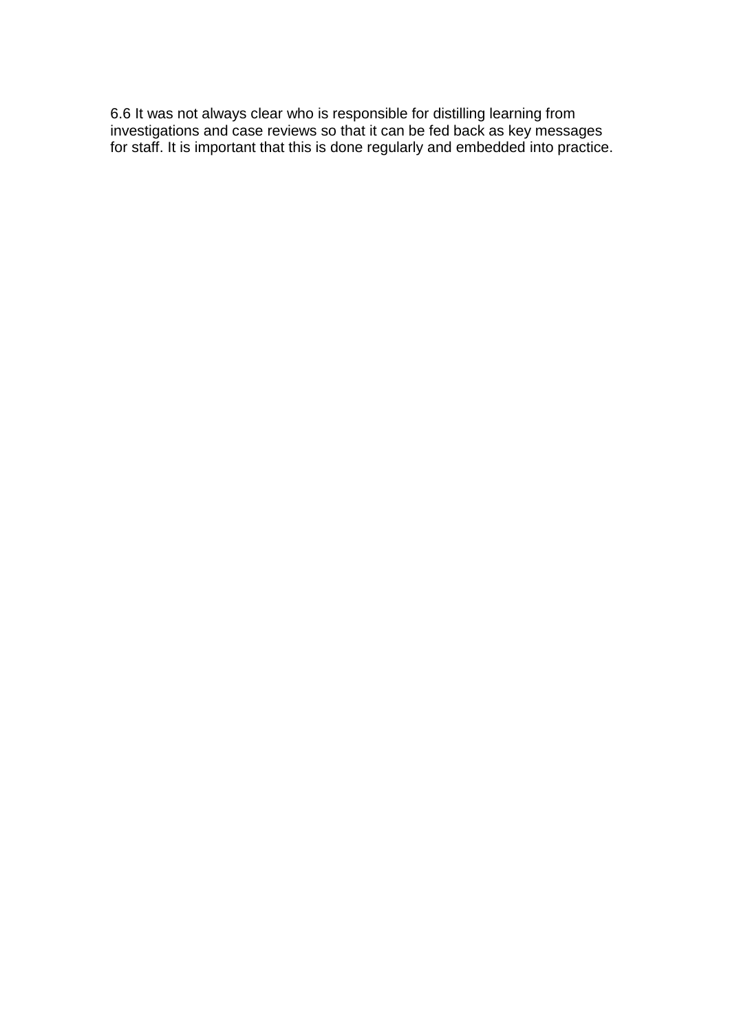6.6 It was not always clear who is responsible for distilling learning from investigations and case reviews so that it can be fed back as key messages for staff. It is important that this is done regularly and embedded into practice.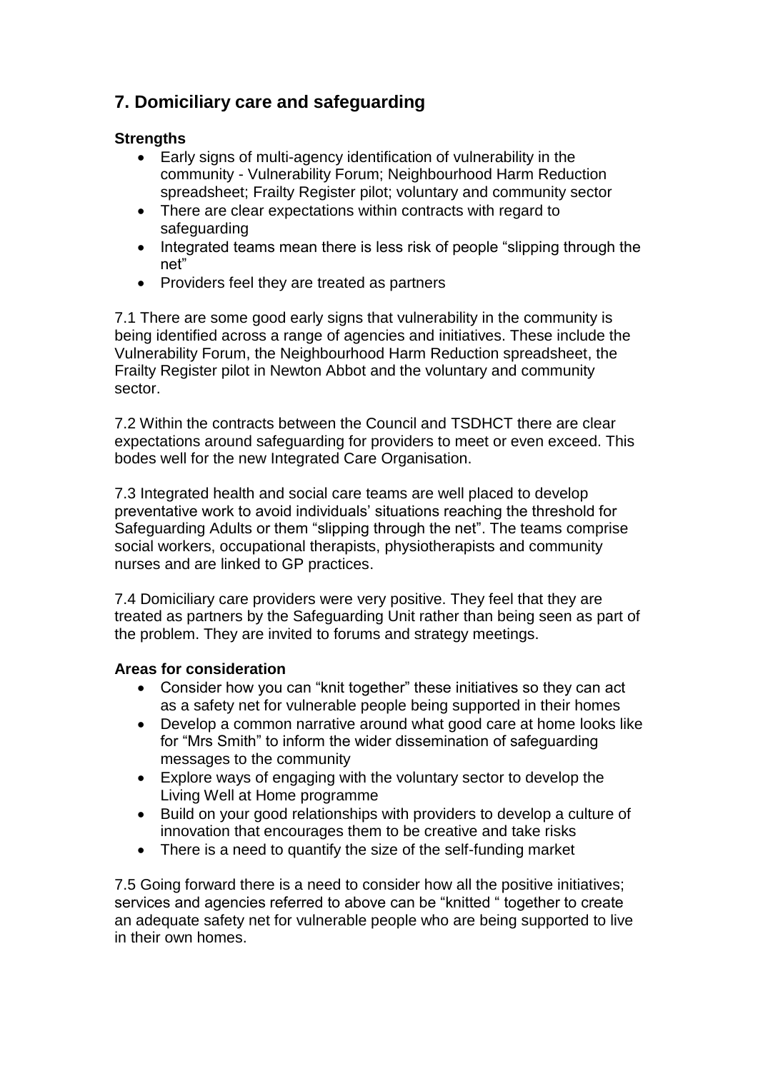## 7. Domiciliary care and safeguarding

**Strengths**

- Early signs of multi-agency identification of vulnerability in the community - Vulnerability Forum; Neighbourhood Harm Reduction spreadsheet; Frailty Register pilot; voluntary and community sector
- There are clear expectations within contracts with regard to safeguarding
- Integrated teams mean there is less risk of people "slipping through the net"
- Providers feel they are treated as partners

7.1 There are some good early signs that vulnerability in the community is being identified across a range of agencies and initiatives. These include the Vulnerability Forum, the Neighbourhood Harm Reduction spreadsheet, the Frailty Register pilot in Newton Abbot and the voluntary and community sector.

7.2 Within the contracts between the Council and TSDHCT there are clear expectations around safeguarding for providers to meet or even exceed. This bodes well for the new Integrated Care Organisation.

7.3 Integrated health and social care teams are well placed to develop preventative work to avoid individuals' situations reaching the threshold for Safeguarding Adults or them "slipping through the net". The teams comprise social workers, occupational therapists, physiotherapists and community nurses and are linked to GP practices.

7.4 Domiciliary care providers were very positive. They feel that they are treated as partners by the Safeguarding Unit rather than being seen as part of the problem. They are invited to forums and strategy meetings.

**Areas for consideration**

- Consider how you can "knit together" these initiatives so they can act as a safety net for vulnerable people being supported in their homes
- Develop a common narrative around what good care at home looks like for "Mrs Smith" to inform the wider dissemination of safeguarding messages to the community
- Explore ways of engaging with the voluntary sector to develop the Living Well at Home programme
- Build on your good relationships with providers to develop a culture of innovation that encourages them to be creative and take risks
- There is a need to quantify the size of the self-funding market

7.5 Going forward there is a need to consider how all the positive initiatives; services and agencies referred to above can be "knitted " together to create an adequate safety net for vulnerable people who are being supported to live in their own homes.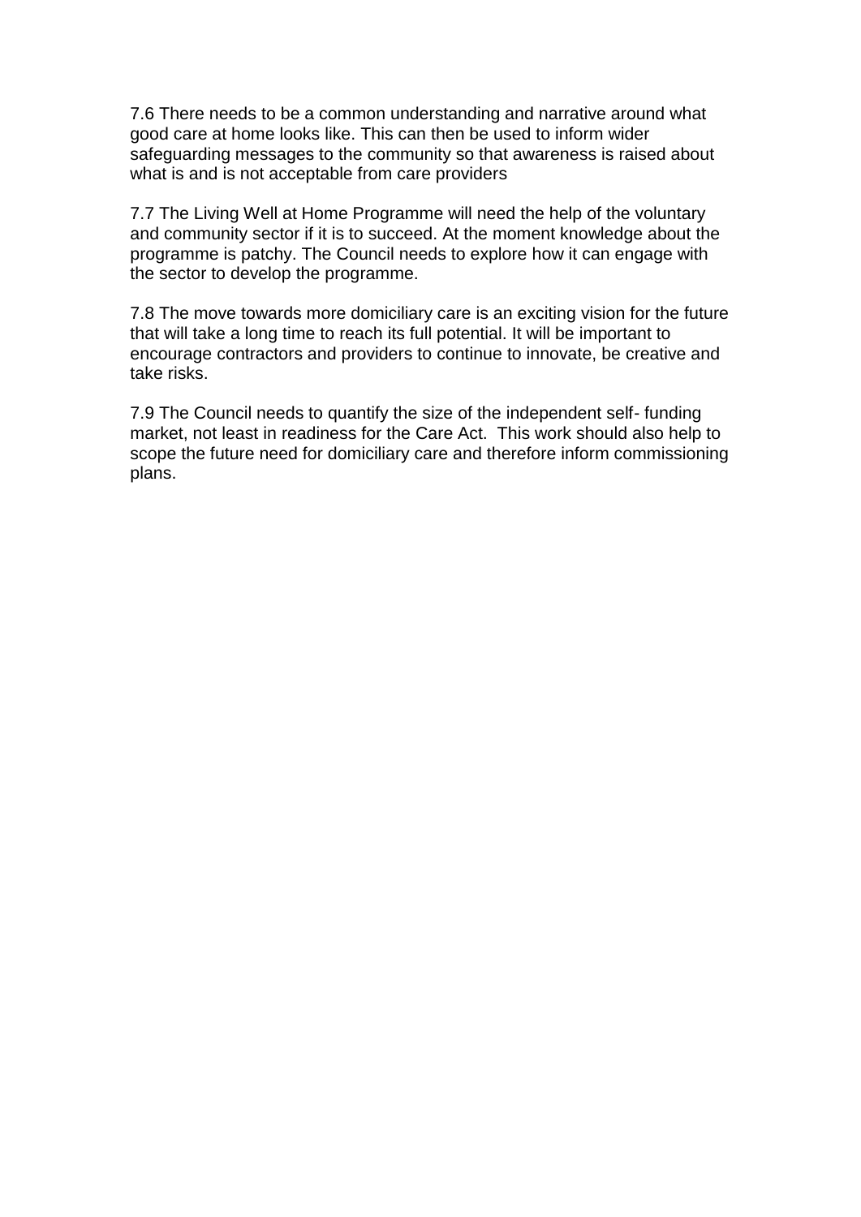7.6 There needs to be a common understanding and narrative around what good care at home looks like. This can then be used to inform wider safeguarding messages to the community so that awareness is raised about what is and is not acceptable from care providers

7.7 The Living Well at Home Programme will need the help of the voluntary and community sector if it is to succeed. At the moment knowledge about the programme is patchy. The Council needs to explore how it can engage with the sector to develop the programme.

7.8 The move towards more domiciliary care is an exciting vision for the future that will take a long time to reach its full potential. It will be important to encourage contractors and providers to continue to innovate, be creative and take risks.

7.9 The Council needs to quantify the size of the independent self- funding market, not least in readiness for the Care Act. This work should also help to scope the future need for domiciliary care and therefore inform commissioning plans.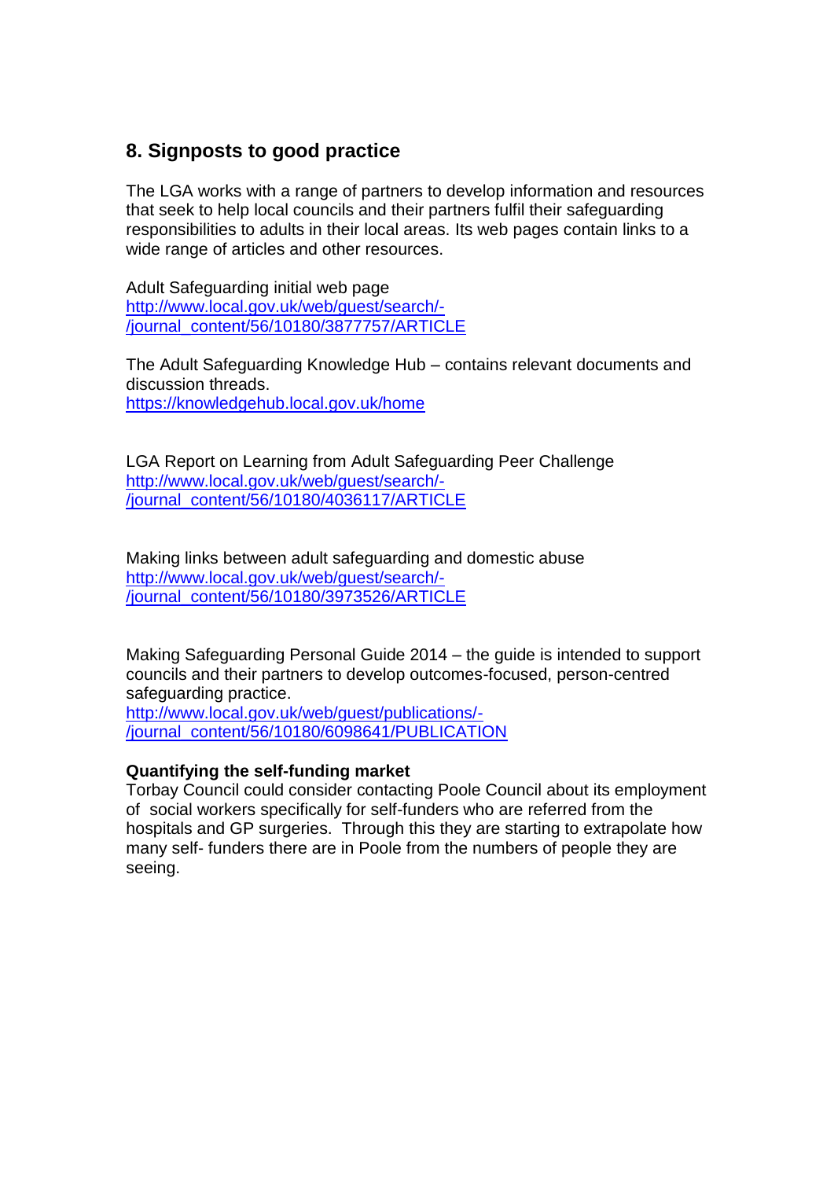## 8. Signposts to good practice

The LGA works with a range of partners to develop information and resources that seek to help local councils and their partners fulfil their safeguarding responsibilities to adults in their local areas. Its web pages contain links to a wide range of articles and other resources.

Adult Safeguarding initial web page
http://www.local.gov.uk/web/guest/search/-/journal_content/56/10180/3877757/ARTICLE

The Adult Safeguarding Knowledge Hub – contains relevant documents and discussion threads.
https://knowledgehub.local.gov.uk/home

LGA Report on Learning from Adult Safeguarding Peer Challenge
http://www.local.gov.uk/web/guest/search/-/journal_content/56/10180/4036117/ARTICLE

Making links between adult safeguarding and domestic abuse
http://www.local.gov.uk/web/guest/search/-/journal_content/56/10180/3973526/ARTICLE

Making Safeguarding Personal Guide 2014 – the guide is intended to support councils and their partners to develop outcomes-focused, person-centred safeguarding practice.
http://www.local.gov.uk/web/guest/publications/-/journal_content/56/10180/6098641/PUBLICATION

**Quantifying the self-funding market**
Torbay Council could consider contacting Poole Council about its employment of social workers specifically for self-funders who are referred from the hospitals and GP surgeries. Through this they are starting to extrapolate how many self- funders there are in Poole from the numbers of people they are seeing.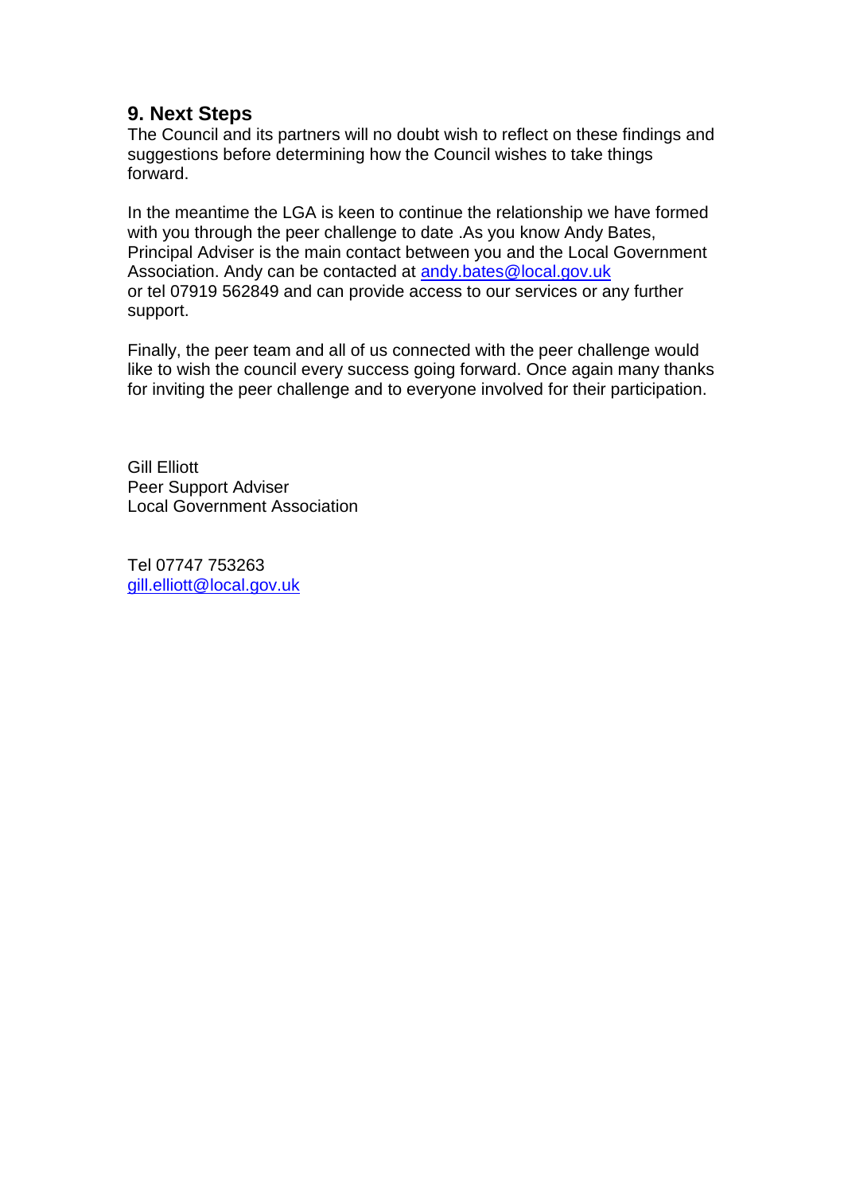## 9. Next Steps

The Council and its partners will no doubt wish to reflect on these findings and suggestions before determining how the Council wishes to take things forward.

In the meantime the LGA is keen to continue the relationship we have formed with you through the peer challenge to date .As you know Andy Bates, Principal Adviser is the main contact between you and the Local Government Association. Andy can be contacted at andy.bates@local.gov.uk or tel 07919 562849 and can provide access to our services or any further support.

Finally, the peer team and all of us connected with the peer challenge would like to wish the council every success going forward. Once again many thanks for inviting the peer challenge and to everyone involved for their participation.

Gill Elliott  
Peer Support Adviser  
Local Government Association

Tel 07747 753263  
gill.elliott@local.gov.uk